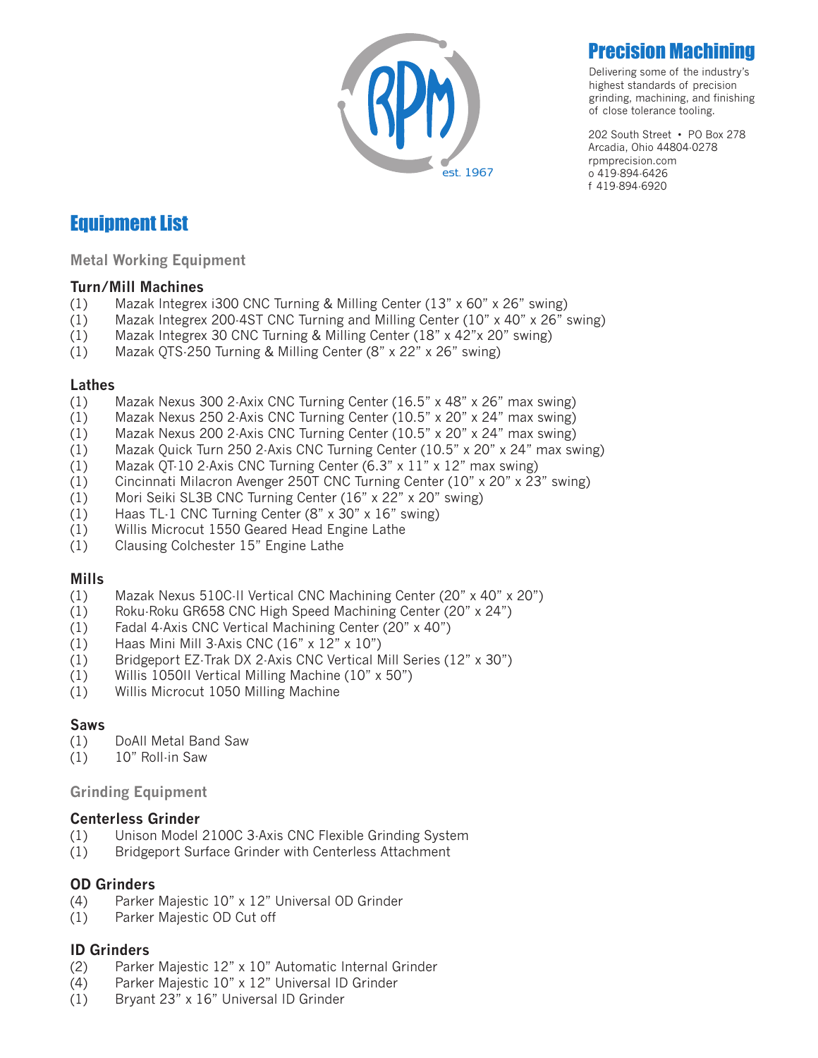# Precision Machining

Delivering some of the industry's highest standards of precision grinding, machining, and finishing of close tolerance tooling.

202 South Street • PO Box 278
Arcadia, Ohio 44804-0278
rpmprecision.com
o 419-894-6426
f 419-894-6920

RPM est. 1967

# Equipment List

## Metal Working Equipment

### Turn/Mill Machines

(1) Mazak Integrex i300 CNC Turning & Milling Center (13" x 60" x 26" swing)
(1) Mazak Integrex 200-4ST CNC Turning and Milling Center (10" x 40" x 26" swing)
(1) Mazak Integrex 30 CNC Turning & Milling Center (18" x 42"x 20" swing)
(1) Mazak QTS-250 Turning & Milling Center (8" x 22" x 26" swing)

### Lathes

(1) Mazak Nexus 300 2-Axix CNC Turning Center (16.5" x 48" x 26" max swing)
(1) Mazak Nexus 250 2-Axis CNC Turning Center (10.5" x 20" x 24" max swing)
(1) Mazak Nexus 200 2-Axis CNC Turning Center (10.5" x 20" x 24" max swing)
(1) Mazak Quick Turn 250 2-Axis CNC Turning Center (10.5" x 20" x 24" max swing)
(1) Mazak QT-10 2-Axis CNC Turning Center (6.3" x 11" x 12" max swing)
(1) Cincinnati Milacron Avenger 250T CNC Turning Center (10" x 20" x 23" swing)
(1) Mori Seiki SL3B CNC Turning Center (16" x 22" x 20" swing)
(1) Haas TL-1 CNC Turning Center (8" x 30" x 16" swing)
(1) Willis Microcut 1550 Geared Head Engine Lathe
(1) Clausing Colchester 15" Engine Lathe

### Mills

(1) Mazak Nexus 510C-II Vertical CNC Machining Center (20" x 40" x 20")
(1) Roku-Roku GR658 CNC High Speed Machining Center (20" x 24")
(1) Fadal 4-Axis CNC Vertical Machining Center (20" x 40")
(1) Haas Mini Mill 3-Axis CNC (16" x 12" x 10")
(1) Bridgeport EZ-Trak DX 2-Axis CNC Vertical Mill Series (12" x 30")
(1) Willis 1050II Vertical Milling Machine (10" x 50")
(1) Willis Microcut 1050 Milling Machine

### Saws

(1) DoAll Metal Band Saw
(1) 10" Roll-in Saw

## Grinding Equipment

### Centerless Grinder

(1) Unison Model 2100C 3-Axis CNC Flexible Grinding System
(1) Bridgeport Surface Grinder with Centerless Attachment

### OD Grinders

(4) Parker Majestic 10" x 12" Universal OD Grinder
(1) Parker Majestic OD Cut off

### ID Grinders

(2) Parker Majestic 12" x 10" Automatic Internal Grinder
(4) Parker Majestic 10" x 12" Universal ID Grinder
(1) Bryant 23" x 16" Universal ID Grinder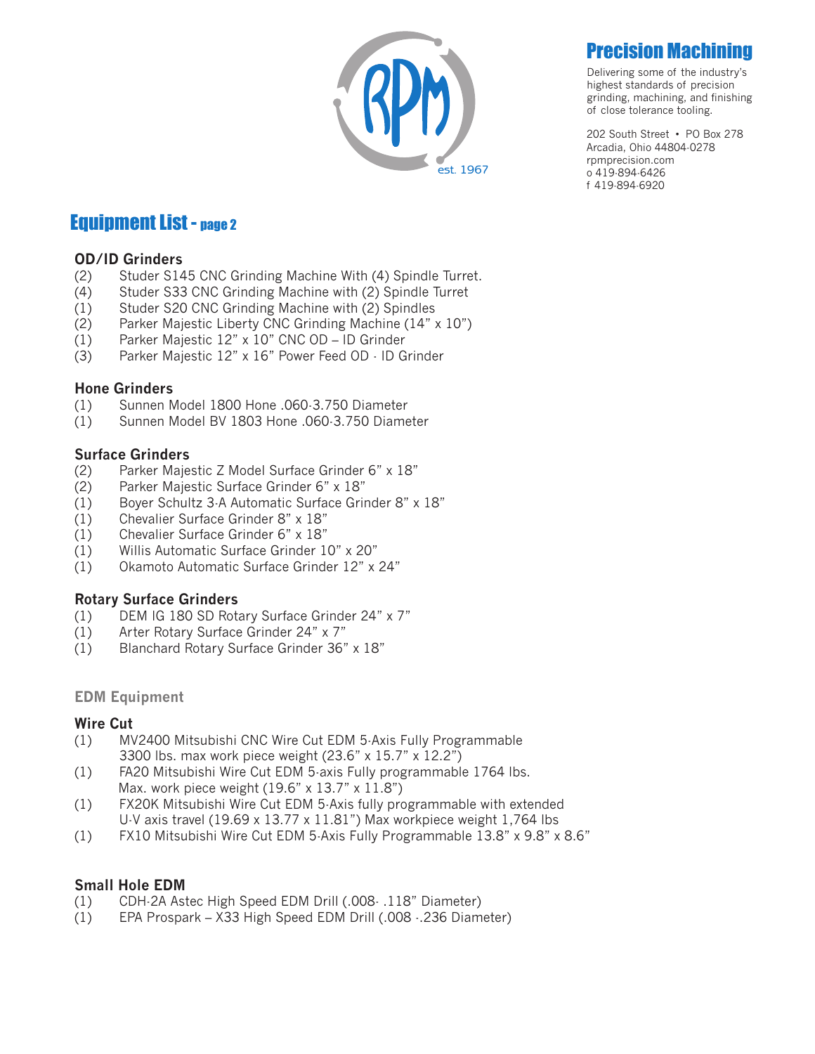Precision Machining

Delivering some of the industry's highest standards of precision grinding, machining, and finishing of close tolerance tooling.

202 South Street • PO Box 278
Arcadia, Ohio 44804-0278
rpmprecision.com
o 419-894-6426
f 419-894-6920

# Equipment List - page 2

### OD/ID Grinders

(2) Studer S145 CNC Grinding Machine With (4) Spindle Turret.
(4) Studer S33 CNC Grinding Machine with (2) Spindle Turret
(1) Studer S20 CNC Grinding Machine with (2) Spindles
(2) Parker Majestic Liberty CNC Grinding Machine (14" x 10")
(1) Parker Majestic 12" x 10" CNC OD – ID Grinder
(3) Parker Majestic 12" x 16" Power Feed OD - ID Grinder

### Hone Grinders

(1) Sunnen Model 1800 Hone .060-3.750 Diameter
(1) Sunnen Model BV 1803 Hone .060-3.750 Diameter

### Surface Grinders

(2) Parker Majestic Z Model Surface Grinder 6" x 18"
(2) Parker Majestic Surface Grinder 6" x 18"
(1) Boyer Schultz 3-A Automatic Surface Grinder 8" x 18"
(1) Chevalier Surface Grinder 8" x 18"
(1) Chevalier Surface Grinder 6" x 18"
(1) Willis Automatic Surface Grinder 10" x 20"
(1) Okamoto Automatic Surface Grinder 12" x 24"

### Rotary Surface Grinders

(1) DEM IG 180 SD Rotary Surface Grinder 24" x 7"
(1) Arter Rotary Surface Grinder 24" x 7"
(1) Blanchard Rotary Surface Grinder 36" x 18"

## EDM Equipment

### Wire Cut

(1) MV2400 Mitsubishi CNC Wire Cut EDM 5-Axis Fully Programmable 3300 lbs. max work piece weight (23.6" x 15.7" x 12.2")
(1) FA20 Mitsubishi Wire Cut EDM 5-axis Fully programmable 1764 lbs. Max. work piece weight (19.6" x 13.7" x 11.8")
(1) FX20K Mitsubishi Wire Cut EDM 5-Axis fully programmable with extended U-V axis travel (19.69 x 13.77 x 11.81") Max workpiece weight 1,764 lbs
(1) FX10 Mitsubishi Wire Cut EDM 5-Axis Fully Programmable 13.8" x 9.8" x 8.6"

### Small Hole EDM

(1) CDH-2A Astec High Speed EDM Drill (.008- .118" Diameter)
(1) EPA Prospark – X33 High Speed EDM Drill (.008 -.236 Diameter)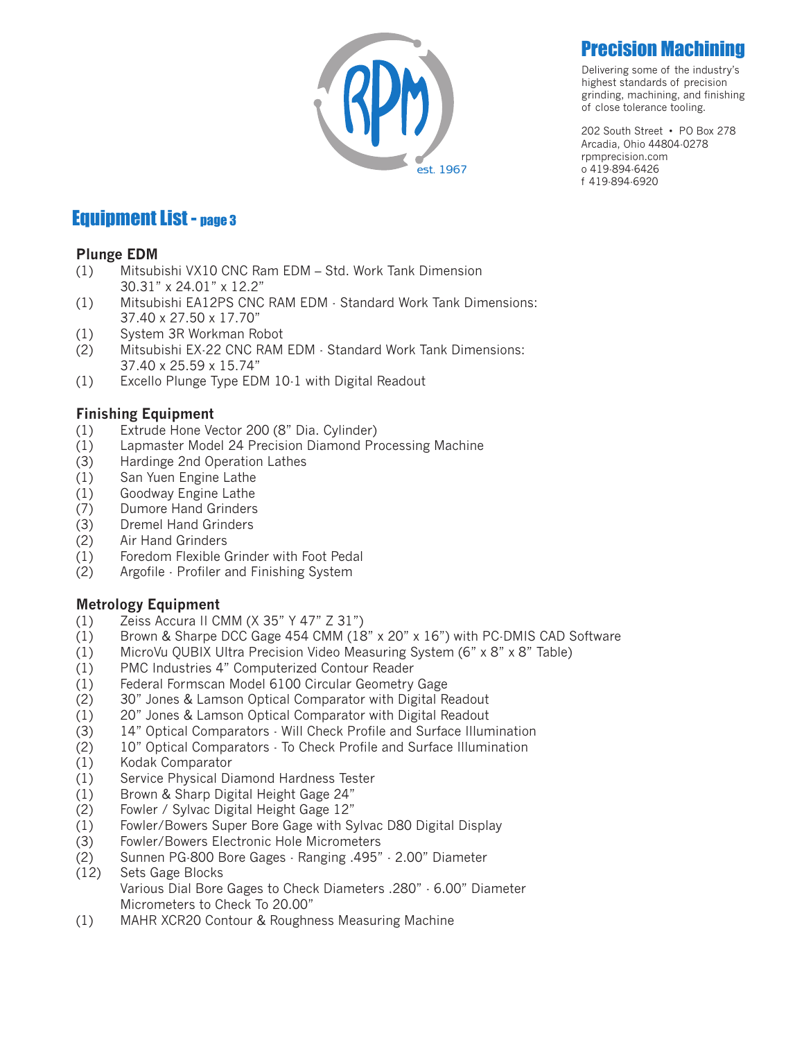# Precision Machining

Delivering some of the industry's highest standards of precision grinding, machining, and finishing of close tolerance tooling.

202 South Street • PO Box 278
Arcadia, Ohio 44804-0278
rpmprecision.com
o 419-894-6426
f 419-894-6920

## Equipment List - page 3

### Plunge EDM

(1) Mitsubishi VX10 CNC Ram EDM – Std. Work Tank Dimension 30.31" x 24.01" x 12.2"
(1) Mitsubishi EA12PS CNC RAM EDM - Standard Work Tank Dimensions: 37.40 x 27.50 x 17.70"
(1) System 3R Workman Robot
(2) Mitsubishi EX-22 CNC RAM EDM - Standard Work Tank Dimensions: 37.40 x 25.59 x 15.74"
(1) Excello Plunge Type EDM 10-1 with Digital Readout

### Finishing Equipment

(1) Extrude Hone Vector 200 (8" Dia. Cylinder)
(1) Lapmaster Model 24 Precision Diamond Processing Machine
(3) Hardinge 2nd Operation Lathes
(1) San Yuen Engine Lathe
(1) Goodway Engine Lathe
(7) Dumore Hand Grinders
(3) Dremel Hand Grinders
(2) Air Hand Grinders
(1) Foredom Flexible Grinder with Foot Pedal
(2) Argofile - Profiler and Finishing System

### Metrology Equipment

(1) Zeiss Accura II CMM (X 35" Y 47" Z 31")
(1) Brown & Sharpe DCC Gage 454 CMM (18" x 20" x 16") with PC-DMIS CAD Software
(1) MicroVu QUBIX Ultra Precision Video Measuring System (6" x 8" x 8" Table)
(1) PMC Industries 4" Computerized Contour Reader
(1) Federal Formscan Model 6100 Circular Geometry Gage
(2) 30" Jones & Lamson Optical Comparator with Digital Readout
(1) 20" Jones & Lamson Optical Comparator with Digital Readout
(3) 14" Optical Comparators - Will Check Profile and Surface Illumination
(2) 10" Optical Comparators - To Check Profile and Surface Illumination
(1) Kodak Comparator
(1) Service Physical Diamond Hardness Tester
(1) Brown & Sharp Digital Height Gage 24"
(2) Fowler / Sylvac Digital Height Gage 12"
(1) Fowler/Bowers Super Bore Gage with Sylvac D80 Digital Display
(3) Fowler/Bowers Electronic Hole Micrometers
(2) Sunnen PG-800 Bore Gages - Ranging .495" - 2.00" Diameter
(12) Sets Gage Blocks
Various Dial Bore Gages to Check Diameters .280" - 6.00" Diameter
Micrometers to Check To 20.00"
(1) MAHR XCR20 Contour & Roughness Measuring Machine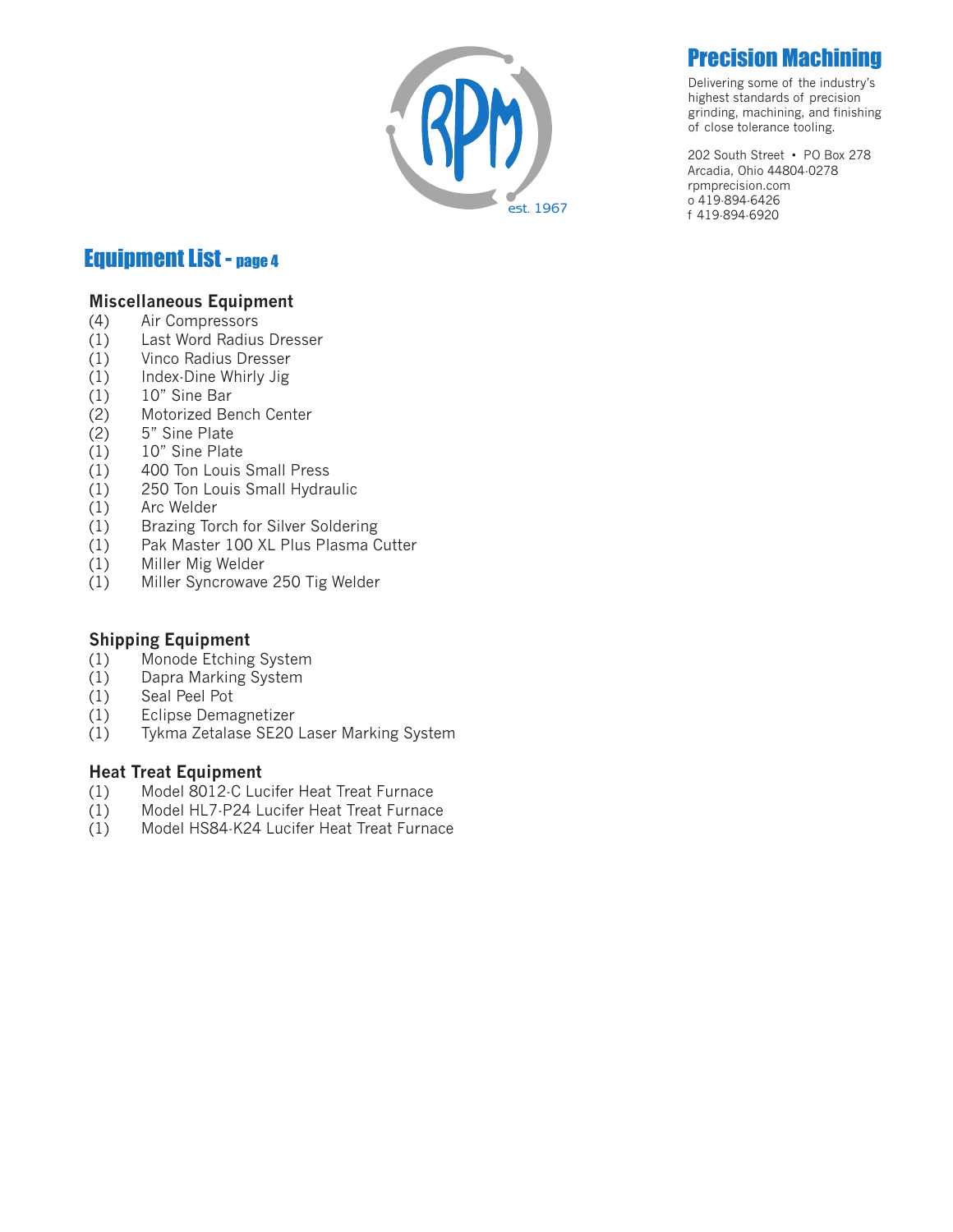## Precision Machining

Delivering some of the industry's highest standards of precision grinding, machining, and finishing of close tolerance tooling.

202 South Street • PO Box 278
Arcadia, Ohio 44804-0278
rpmprecision.com
o 419-894-6426
f 419-894-6920

RPM est. 1967

# Equipment List - page 4

### Miscellaneous Equipment

(4) Air Compressors
(1) Last Word Radius Dresser
(1) Vinco Radius Dresser
(1) Index-Dine Whirly Jig
(1) 10" Sine Bar
(2) Motorized Bench Center
(2) 5" Sine Plate
(1) 10" Sine Plate
(1) 400 Ton Louis Small Press
(1) 250 Ton Louis Small Hydraulic
(1) Arc Welder
(1) Brazing Torch for Silver Soldering
(1) Pak Master 100 XL Plus Plasma Cutter
(1) Miller Mig Welder
(1) Miller Syncrowave 250 Tig Welder

### Shipping Equipment

(1) Monode Etching System
(1) Dapra Marking System
(1) Seal Peel Pot
(1) Eclipse Demagnetizer
(1) Tykma Zetalase SE20 Laser Marking System

### Heat Treat Equipment

(1) Model 8012-C Lucifer Heat Treat Furnace
(1) Model HL7-P24 Lucifer Heat Treat Furnace
(1) Model HS84-K24 Lucifer Heat Treat Furnace